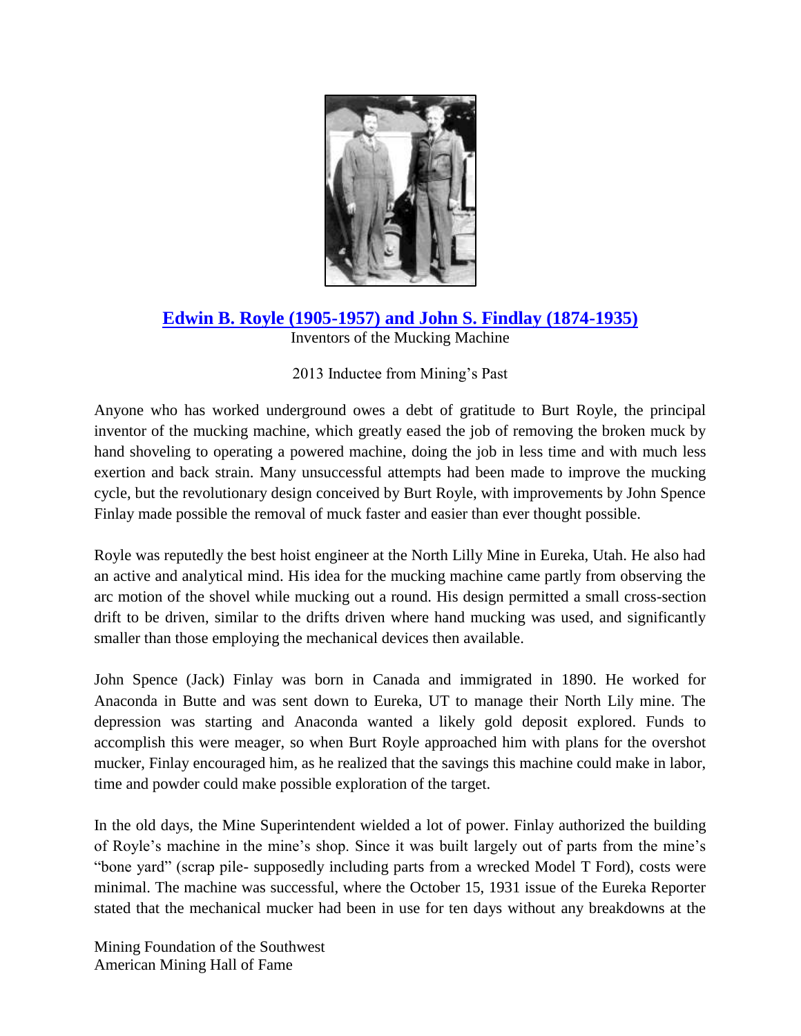## [Edwin B. Royle (1905-1957) and John S. Findlay (1874-1935)]

Inventors of the Mucking Machine

2013 Inductee from Mining's Past

Anyone who has worked underground owes a debt of gratitude to Burt Royle, the principal inventor of the mucking machine, which greatly eased the job of removing the broken muck by hand shoveling to operating a powered machine, doing the job in less time and with much less exertion and back strain. Many unsuccessful attempts had been made to improve the mucking cycle, but the revolutionary design conceived by Burt Royle, with improvements by John Spence Finlay made possible the removal of muck faster and easier than ever thought possible.

Royle was reputedly the best hoist engineer at the North Lilly Mine in Eureka, Utah. He also had an active and analytical mind. His idea for the mucking machine came partly from observing the arc motion of the shovel while mucking out a round. His design permitted a small cross-section drift to be driven, similar to the drifts driven where hand mucking was used, and significantly smaller than those employing the mechanical devices then available.

John Spence (Jack) Finlay was born in Canada and immigrated in 1890. He worked for Anaconda in Butte and was sent down to Eureka, UT to manage their North Lily mine. The depression was starting and Anaconda wanted a likely gold deposit explored. Funds to accomplish this were meager, so when Burt Royle approached him with plans for the overshot mucker, Finlay encouraged him, as he realized that the savings this machine could make in labor, time and powder could make possible exploration of the target.

In the old days, the Mine Superintendent wielded a lot of power. Finlay authorized the building of Royle's machine in the mine's shop. Since it was built largely out of parts from the mine's "bone yard" (scrap pile- supposedly including parts from a wrecked Model T Ford), costs were minimal. The machine was successful, where the October 15, 1931 issue of the Eureka Reporter stated that the mechanical mucker had been in use for ten days without any breakdowns at the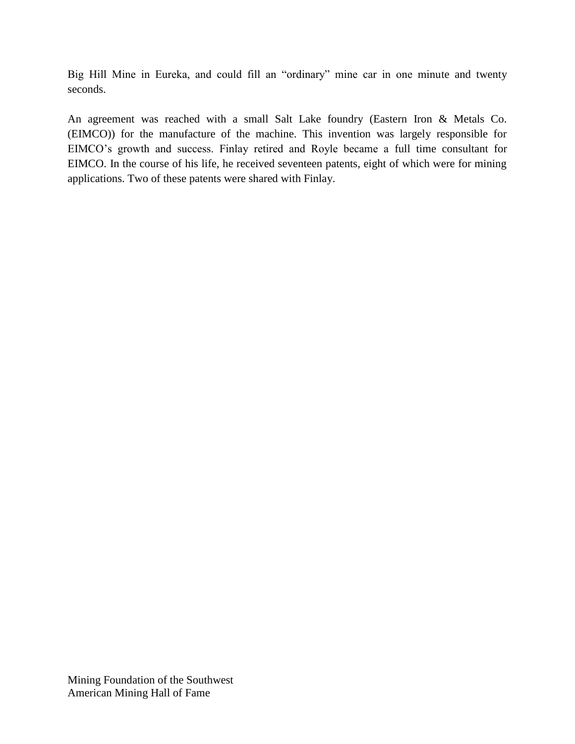Big Hill Mine in Eureka, and could fill an "ordinary" mine car in one minute and twenty seconds.

An agreement was reached with a small Salt Lake foundry (Eastern Iron & Metals Co. (EIMCO)) for the manufacture of the machine. This invention was largely responsible for EIMCO's growth and success. Finlay retired and Royle became a full time consultant for EIMCO. In the course of his life, he received seventeen patents, eight of which were for mining applications. Two of these patents were shared with Finlay.